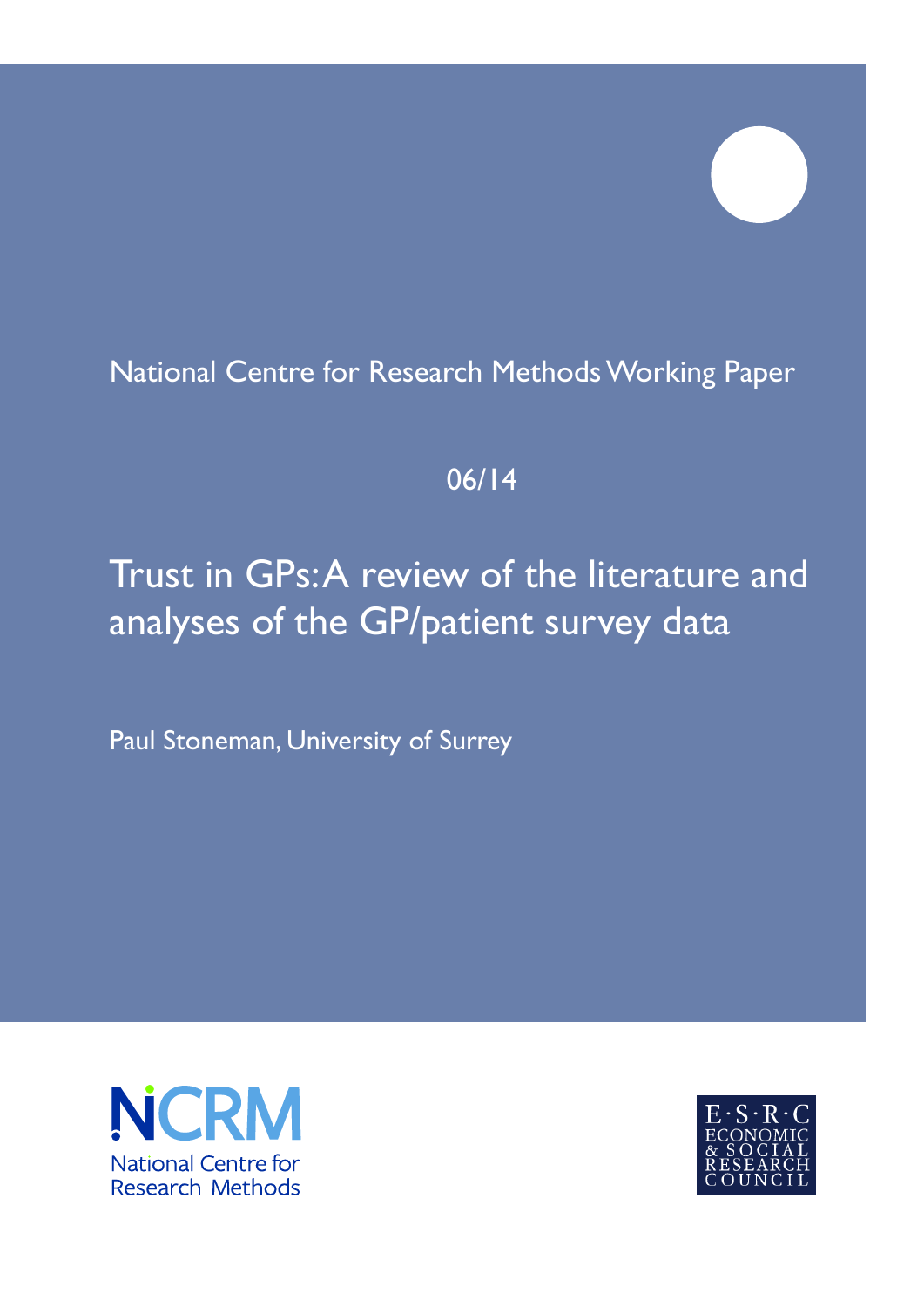National Centre for Research Methods Working Paper

06/14

# Trust in GPs: A review of the literature and analyses of the GP/patient survey data

Paul Stoneman, University of Surrey

NCRM
National Centre for Research Methods

E·S·R·C
ECONOMIC & SOCIAL RESEARCH COUNCIL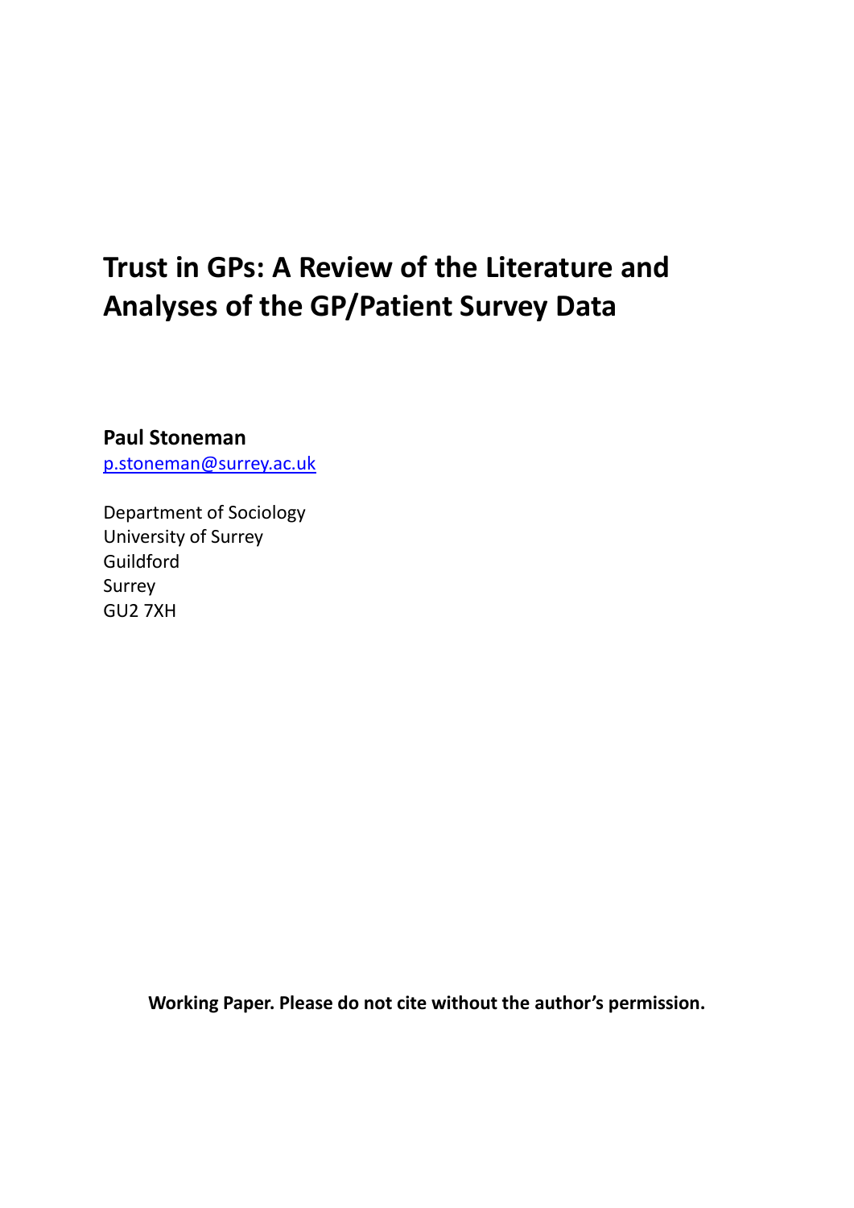# Trust in GPs: A Review of the Literature and Analyses of the GP/Patient Survey Data

**Paul Stoneman**

p.stoneman@surrey.ac.uk

Department of Sociology
University of Surrey
Guildford
Surrey
GU2 7XH

**Working Paper. Please do not cite without the author's permission.**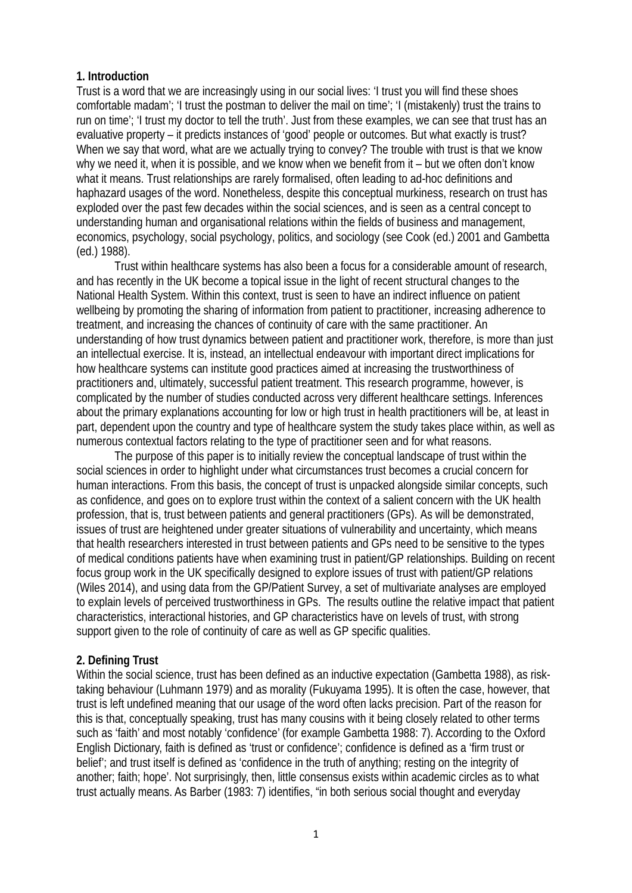## 1. Introduction

Trust is a word that we are increasingly using in our social lives: 'I trust you will find these shoes comfortable madam'; 'I trust the postman to deliver the mail on time'; 'I (mistakenly) trust the trains to run on time'; 'I trust my doctor to tell the truth'. Just from these examples, we can see that trust has an evaluative property – it predicts instances of 'good' people or outcomes. But what exactly is trust? When we say that word, what are we actually trying to convey? The trouble with trust is that we know why we need it, when it is possible, and we know when we benefit from it – but we often don't know what it means. Trust relationships are rarely formalised, often leading to ad-hoc definitions and haphazard usages of the word. Nonetheless, despite this conceptual murkiness, research on trust has exploded over the past few decades within the social sciences, and is seen as a central concept to understanding human and organisational relations within the fields of business and management, economics, psychology, social psychology, politics, and sociology (see Cook (ed.) 2001 and Gambetta (ed.) 1988).

Trust within healthcare systems has also been a focus for a considerable amount of research, and has recently in the UK become a topical issue in the light of recent structural changes to the National Health System. Within this context, trust is seen to have an indirect influence on patient wellbeing by promoting the sharing of information from patient to practitioner, increasing adherence to treatment, and increasing the chances of continuity of care with the same practitioner. An understanding of how trust dynamics between patient and practitioner work, therefore, is more than just an intellectual exercise. It is, instead, an intellectual endeavour with important direct implications for how healthcare systems can institute good practices aimed at increasing the trustworthiness of practitioners and, ultimately, successful patient treatment. This research programme, however, is complicated by the number of studies conducted across very different healthcare settings. Inferences about the primary explanations accounting for low or high trust in health practitioners will be, at least in part, dependent upon the country and type of healthcare system the study takes place within, as well as numerous contextual factors relating to the type of practitioner seen and for what reasons.

The purpose of this paper is to initially review the conceptual landscape of trust within the social sciences in order to highlight under what circumstances trust becomes a crucial concern for human interactions. From this basis, the concept of trust is unpacked alongside similar concepts, such as confidence, and goes on to explore trust within the context of a salient concern with the UK health profession, that is, trust between patients and general practitioners (GPs). As will be demonstrated, issues of trust are heightened under greater situations of vulnerability and uncertainty, which means that health researchers interested in trust between patients and GPs need to be sensitive to the types of medical conditions patients have when examining trust in patient/GP relationships. Building on recent focus group work in the UK specifically designed to explore issues of trust with patient/GP relations (Wiles 2014), and using data from the GP/Patient Survey, a set of multivariate analyses are employed to explain levels of perceived trustworthiness in GPs. The results outline the relative impact that patient characteristics, interactional histories, and GP characteristics have on levels of trust, with strong support given to the role of continuity of care as well as GP specific qualities.

## 2. Defining Trust

Within the social science, trust has been defined as an inductive expectation (Gambetta 1988), as risk-taking behaviour (Luhmann 1979) and as morality (Fukuyama 1995). It is often the case, however, that trust is left undefined meaning that our usage of the word often lacks precision. Part of the reason for this is that, conceptually speaking, trust has many cousins with it being closely related to other terms such as 'faith' and most notably 'confidence' (for example Gambetta 1988: 7). According to the Oxford English Dictionary, faith is defined as 'trust or confidence'; confidence is defined as a 'firm trust or belief'; and trust itself is defined as 'confidence in the truth of anything; resting on the integrity of another; faith; hope'. Not surprisingly, then, little consensus exists within academic circles as to what trust actually means. As Barber (1983: 7) identifies, "in both serious social thought and everyday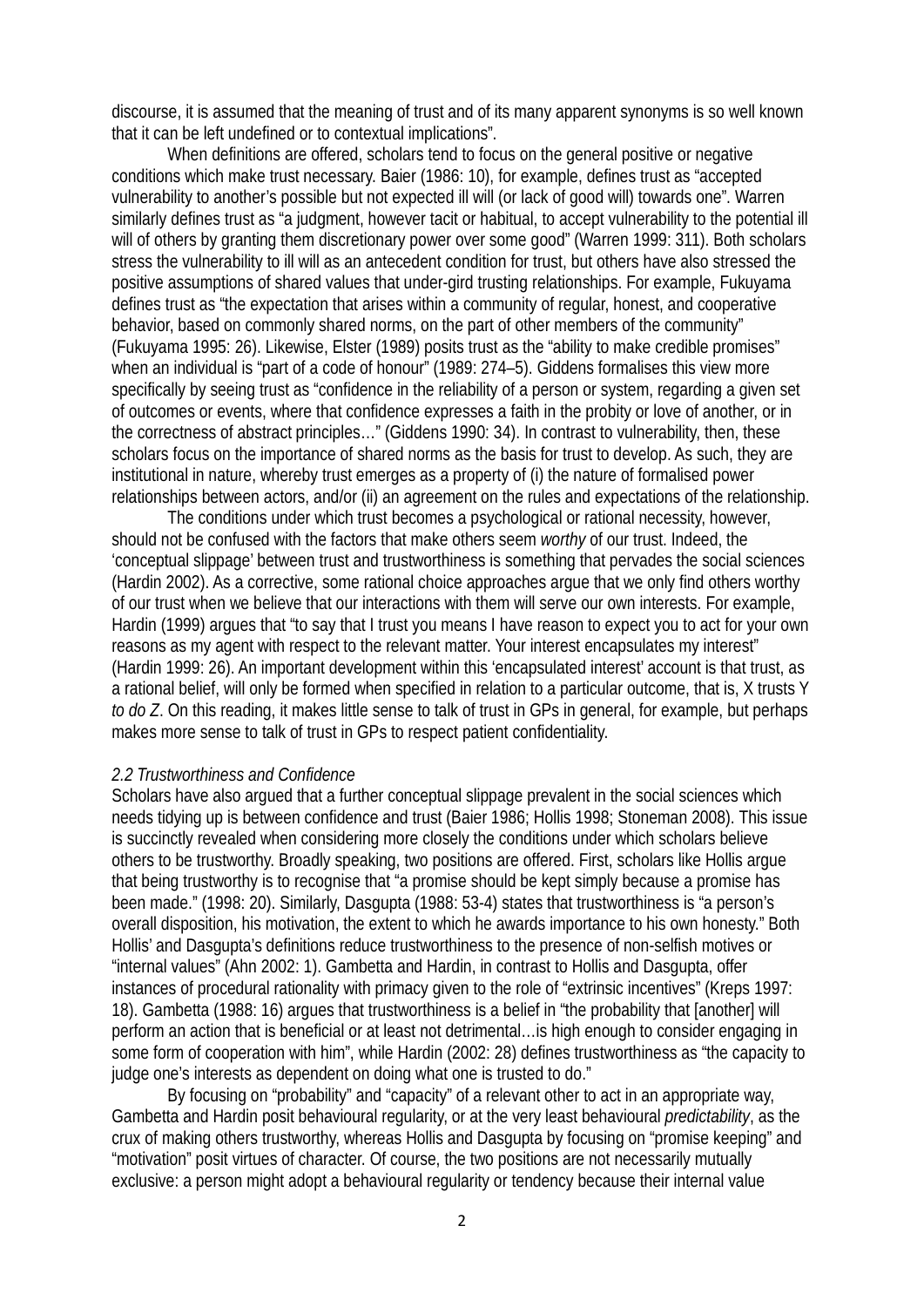discourse, it is assumed that the meaning of trust and of its many apparent synonyms is so well known that it can be left undefined or to contextual implications".

When definitions are offered, scholars tend to focus on the general positive or negative conditions which make trust necessary. Baier (1986: 10), for example, defines trust as "accepted vulnerability to another's possible but not expected ill will (or lack of good will) towards one". Warren similarly defines trust as "a judgment, however tacit or habitual, to accept vulnerability to the potential ill will of others by granting them discretionary power over some good" (Warren 1999: 311). Both scholars stress the vulnerability to ill will as an antecedent condition for trust, but others have also stressed the positive assumptions of shared values that under-gird trusting relationships. For example, Fukuyama defines trust as "the expectation that arises within a community of regular, honest, and cooperative behavior, based on commonly shared norms, on the part of other members of the community" (Fukuyama 1995: 26). Likewise, Elster (1989) posits trust as the "ability to make credible promises" when an individual is "part of a code of honour" (1989: 274–5). Giddens formalises this view more specifically by seeing trust as "confidence in the reliability of a person or system, regarding a given set of outcomes or events, where that confidence expresses a faith in the probity or love of another, or in the correctness of abstract principles…" (Giddens 1990: 34). In contrast to vulnerability, then, these scholars focus on the importance of shared norms as the basis for trust to develop. As such, they are institutional in nature, whereby trust emerges as a property of (i) the nature of formalised power relationships between actors, and/or (ii) an agreement on the rules and expectations of the relationship.

The conditions under which trust becomes a psychological or rational necessity, however, should not be confused with the factors that make others seem *worthy* of our trust. Indeed, the 'conceptual slippage' between trust and trustworthiness is something that pervades the social sciences (Hardin 2002). As a corrective, some rational choice approaches argue that we only find others worthy of our trust when we believe that our interactions with them will serve our own interests. For example, Hardin (1999) argues that "to say that I trust you means I have reason to expect you to act for your own reasons as my agent with respect to the relevant matter. Your interest encapsulates my interest" (Hardin 1999: 26). An important development within this 'encapsulated interest' account is that trust, as a rational belief, will only be formed when specified in relation to a particular outcome, that is, X trusts Y *to do Z*. On this reading, it makes little sense to talk of trust in GPs in general, for example, but perhaps makes more sense to talk of trust in GPs to respect patient confidentiality.

### *2.2 Trustworthiness and Confidence*

Scholars have also argued that a further conceptual slippage prevalent in the social sciences which needs tidying up is between confidence and trust (Baier 1986; Hollis 1998; Stoneman 2008). This issue is succinctly revealed when considering more closely the conditions under which scholars believe others to be trustworthy. Broadly speaking, two positions are offered. First, scholars like Hollis argue that being trustworthy is to recognise that "a promise should be kept simply because a promise has been made." (1998: 20). Similarly, Dasgupta (1988: 53-4) states that trustworthiness is "a person's overall disposition, his motivation, the extent to which he awards importance to his own honesty." Both Hollis' and Dasgupta's definitions reduce trustworthiness to the presence of non-selfish motives or "internal values" (Ahn 2002: 1). Gambetta and Hardin, in contrast to Hollis and Dasgupta, offer instances of procedural rationality with primacy given to the role of "extrinsic incentives" (Kreps 1997: 18). Gambetta (1988: 16) argues that trustworthiness is a belief in "the probability that [another] will perform an action that is beneficial or at least not detrimental…is high enough to consider engaging in some form of cooperation with him", while Hardin (2002: 28) defines trustworthiness as "the capacity to judge one's interests as dependent on doing what one is trusted to do."

By focusing on "probability" and "capacity" of a relevant other to act in an appropriate way, Gambetta and Hardin posit behavioural regularity, or at the very least behavioural *predictability*, as the crux of making others trustworthy, whereas Hollis and Dasgupta by focusing on "promise keeping" and "motivation" posit virtues of character. Of course, the two positions are not necessarily mutually exclusive: a person might adopt a behavioural regularity or tendency because their internal value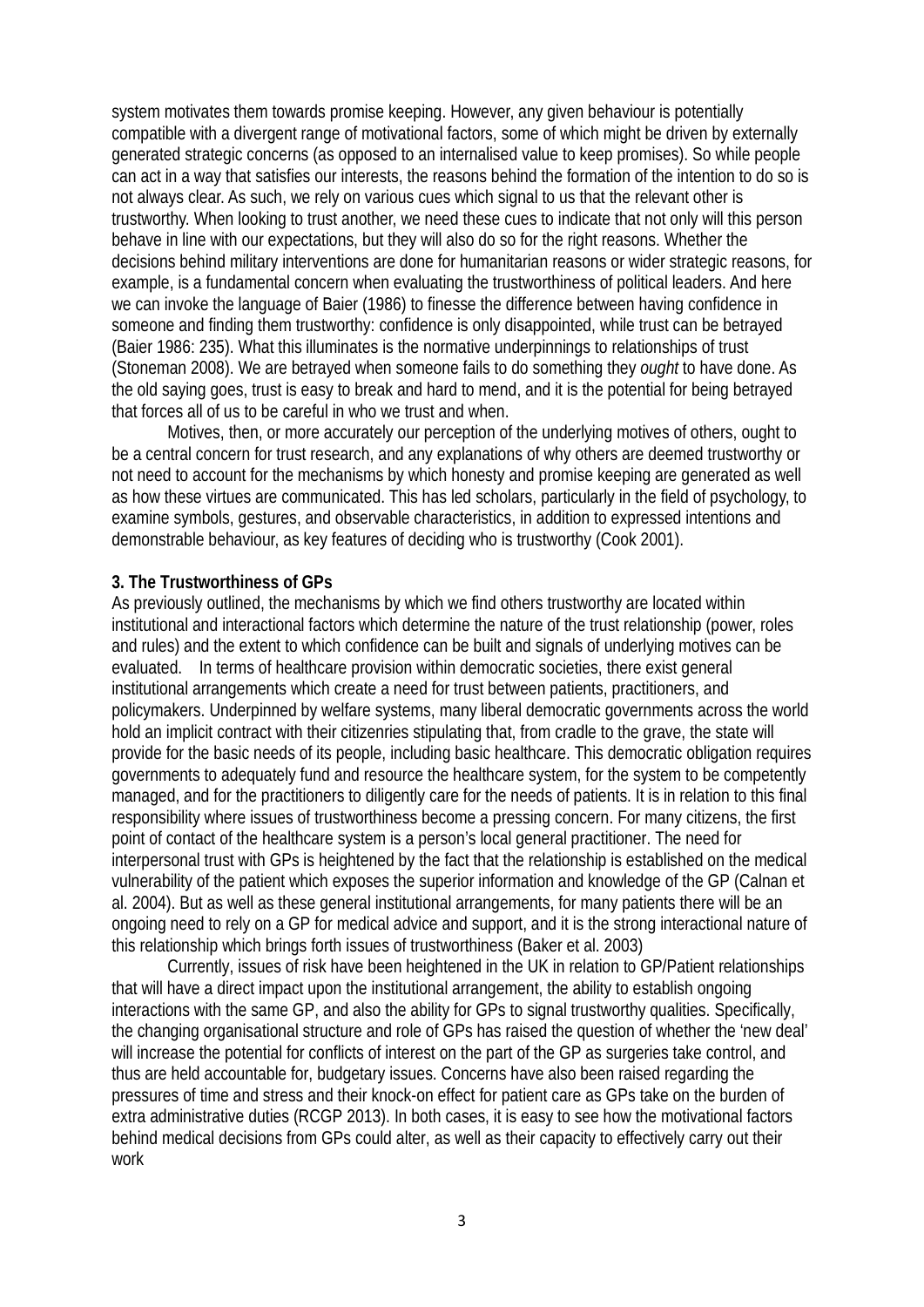system motivates them towards promise keeping. However, any given behaviour is potentially compatible with a divergent range of motivational factors, some of which might be driven by externally generated strategic concerns (as opposed to an internalised value to keep promises). So while people can act in a way that satisfies our interests, the reasons behind the formation of the intention to do so is not always clear. As such, we rely on various cues which signal to us that the relevant other is trustworthy. When looking to trust another, we need these cues to indicate that not only will this person behave in line with our expectations, but they will also do so for the right reasons. Whether the decisions behind military interventions are done for humanitarian reasons or wider strategic reasons, for example, is a fundamental concern when evaluating the trustworthiness of political leaders. And here we can invoke the language of Baier (1986) to finesse the difference between having confidence in someone and finding them trustworthy: confidence is only disappointed, while trust can be betrayed (Baier 1986: 235). What this illuminates is the normative underpinnings to relationships of trust (Stoneman 2008). We are betrayed when someone fails to do something they *ought* to have done. As the old saying goes, trust is easy to break and hard to mend, and it is the potential for being betrayed that forces all of us to be careful in who we trust and when.

Motives, then, or more accurately our perception of the underlying motives of others, ought to be a central concern for trust research, and any explanations of why others are deemed trustworthy or not need to account for the mechanisms by which honesty and promise keeping are generated as well as how these virtues are communicated. This has led scholars, particularly in the field of psychology, to examine symbols, gestures, and observable characteristics, in addition to expressed intentions and demonstrable behaviour, as key features of deciding who is trustworthy (Cook 2001).

## 3. The Trustworthiness of GPs

As previously outlined, the mechanisms by which we find others trustworthy are located within institutional and interactional factors which determine the nature of the trust relationship (power, roles and rules) and the extent to which confidence can be built and signals of underlying motives can be evaluated. In terms of healthcare provision within democratic societies, there exist general institutional arrangements which create a need for trust between patients, practitioners, and policymakers. Underpinned by welfare systems, many liberal democratic governments across the world hold an implicit contract with their citizenries stipulating that, from cradle to the grave, the state will provide for the basic needs of its people, including basic healthcare. This democratic obligation requires governments to adequately fund and resource the healthcare system, for the system to be competently managed, and for the practitioners to diligently care for the needs of patients. It is in relation to this final responsibility where issues of trustworthiness become a pressing concern. For many citizens, the first point of contact of the healthcare system is a person's local general practitioner. The need for interpersonal trust with GPs is heightened by the fact that the relationship is established on the medical vulnerability of the patient which exposes the superior information and knowledge of the GP (Calnan et al. 2004). But as well as these general institutional arrangements, for many patients there will be an ongoing need to rely on a GP for medical advice and support, and it is the strong interactional nature of this relationship which brings forth issues of trustworthiness (Baker et al. 2003)

Currently, issues of risk have been heightened in the UK in relation to GP/Patient relationships that will have a direct impact upon the institutional arrangement, the ability to establish ongoing interactions with the same GP, and also the ability for GPs to signal trustworthy qualities. Specifically, the changing organisational structure and role of GPs has raised the question of whether the 'new deal' will increase the potential for conflicts of interest on the part of the GP as surgeries take control, and thus are held accountable for, budgetary issues. Concerns have also been raised regarding the pressures of time and stress and their knock-on effect for patient care as GPs take on the burden of extra administrative duties (RCGP 2013). In both cases, it is easy to see how the motivational factors behind medical decisions from GPs could alter, as well as their capacity to effectively carry out their work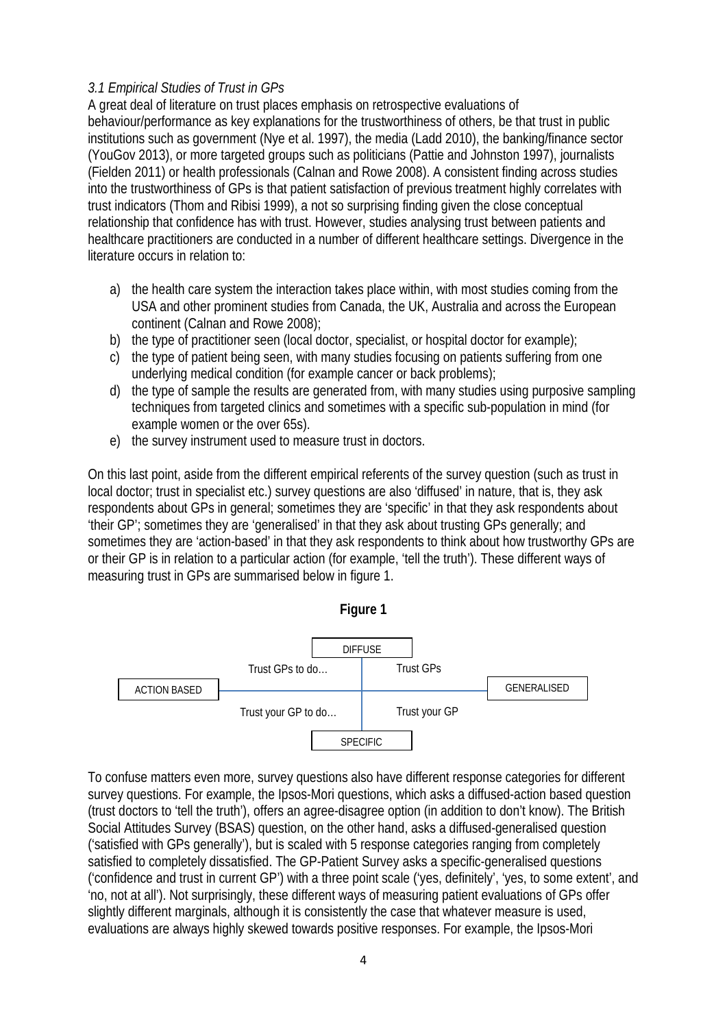*3.1 Empirical Studies of Trust in GPs*

A great deal of literature on trust places emphasis on retrospective evaluations of behaviour/performance as key explanations for the trustworthiness of others, be that trust in public institutions such as government (Nye et al. 1997), the media (Ladd 2010), the banking/finance sector (YouGov 2013), or more targeted groups such as politicians (Pattie and Johnston 1997), journalists (Fielden 2011) or health professionals (Calnan and Rowe 2008). A consistent finding across studies into the trustworthiness of GPs is that patient satisfaction of previous treatment highly correlates with trust indicators (Thom and Ribisi 1999), a not so surprising finding given the close conceptual relationship that confidence has with trust. However, studies analysing trust between patients and healthcare practitioners are conducted in a number of different healthcare settings. Divergence in the literature occurs in relation to:

a) the health care system the interaction takes place within, with most studies coming from the USA and other prominent studies from Canada, the UK, Australia and across the European continent (Calnan and Rowe 2008);
b) the type of practitioner seen (local doctor, specialist, or hospital doctor for example);
c) the type of patient being seen, with many studies focusing on patients suffering from one underlying medical condition (for example cancer or back problems);
d) the type of sample the results are generated from, with many studies using purposive sampling techniques from targeted clinics and sometimes with a specific sub-population in mind (for example women or the over 65s).
e) the survey instrument used to measure trust in doctors.

On this last point, aside from the different empirical referents of the survey question (such as trust in local doctor; trust in specialist etc.) survey questions are also 'diffused' in nature, that is, they ask respondents about GPs in general; sometimes they are 'specific' in that they ask respondents about 'their GP'; sometimes they are 'generalised' in that they ask about trusting GPs generally; and sometimes they are 'action-based' in that they ask respondents to think about how trustworthy GPs are or their GP is in relation to a particular action (for example, 'tell the truth'). These different ways of measuring trust in GPs are summarised below in figure 1.

**Figure 1**

| | DIFFUSE | |
|---|---|---|
| **ACTION BASED** | Trust GPs to do… | Trust GPs | **GENERALISED** |
| | Trust your GP to do… | Trust your GP | |
| | SPECIFIC | |

To confuse matters even more, survey questions also have different response categories for different survey questions. For example, the Ipsos-Mori questions, which asks a diffused-action based question (trust doctors to 'tell the truth'), offers an agree-disagree option (in addition to don't know). The British Social Attitudes Survey (BSAS) question, on the other hand, asks a diffused-generalised question ('satisfied with GPs generally'), but is scaled with 5 response categories ranging from completely satisfied to completely dissatisfied. The GP-Patient Survey asks a specific-generalised questions ('confidence and trust in current GP') with a three point scale ('yes, definitely', 'yes, to some extent', and 'no, not at all'). Not surprisingly, these different ways of measuring patient evaluations of GPs offer slightly different marginals, although it is consistently the case that whatever measure is used, evaluations are always highly skewed towards positive responses. For example, the Ipsos-Mori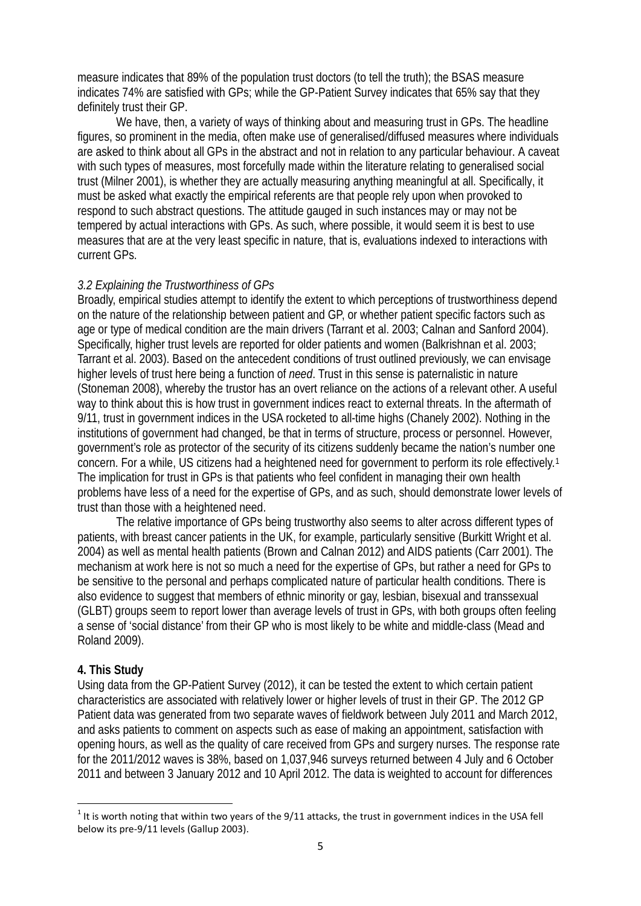measure indicates that 89% of the population trust doctors (to tell the truth); the BSAS measure indicates 74% are satisfied with GPs; while the GP-Patient Survey indicates that 65% say that they definitely trust their GP.

We have, then, a variety of ways of thinking about and measuring trust in GPs. The headline figures, so prominent in the media, often make use of generalised/diffused measures where individuals are asked to think about all GPs in the abstract and not in relation to any particular behaviour. A caveat with such types of measures, most forcefully made within the literature relating to generalised social trust (Milner 2001), is whether they are actually measuring anything meaningful at all. Specifically, it must be asked what exactly the empirical referents are that people rely upon when provoked to respond to such abstract questions. The attitude gauged in such instances may or may not be tempered by actual interactions with GPs. As such, where possible, it would seem it is best to use measures that are at the very least specific in nature, that is, evaluations indexed to interactions with current GPs.

### *3.2 Explaining the Trustworthiness of GPs*

Broadly, empirical studies attempt to identify the extent to which perceptions of trustworthiness depend on the nature of the relationship between patient and GP, or whether patient specific factors such as age or type of medical condition are the main drivers (Tarrant et al. 2003; Calnan and Sanford 2004). Specifically, higher trust levels are reported for older patients and women (Balkrishnan et al. 2003; Tarrant et al. 2003). Based on the antecedent conditions of trust outlined previously, we can envisage higher levels of trust here being a function of *need*. Trust in this sense is paternalistic in nature (Stoneman 2008), whereby the trustor has an overt reliance on the actions of a relevant other. A useful way to think about this is how trust in government indices react to external threats. In the aftermath of 9/11, trust in government indices in the USA rocketed to all-time highs (Chanely 2002). Nothing in the institutions of government had changed, be that in terms of structure, process or personnel. However, government's role as protector of the security of its citizens suddenly became the nation's number one concern. For a while, US citizens had a heightened need for government to perform its role effectively.[1] The implication for trust in GPs is that patients who feel confident in managing their own health problems have less of a need for the expertise of GPs, and as such, should demonstrate lower levels of trust than those with a heightened need.

The relative importance of GPs being trustworthy also seems to alter across different types of patients, with breast cancer patients in the UK, for example, particularly sensitive (Burkitt Wright et al. 2004) as well as mental health patients (Brown and Calnan 2012) and AIDS patients (Carr 2001). The mechanism at work here is not so much a need for the expertise of GPs, but rather a need for GPs to be sensitive to the personal and perhaps complicated nature of particular health conditions. There is also evidence to suggest that members of ethnic minority or gay, lesbian, bisexual and transsexual (GLBT) groups seem to report lower than average levels of trust in GPs, with both groups often feeling a sense of 'social distance' from their GP who is most likely to be white and middle-class (Mead and Roland 2009).

## **4. This Study**

Using data from the GP-Patient Survey (2012), it can be tested the extent to which certain patient characteristics are associated with relatively lower or higher levels of trust in their GP. The 2012 GP Patient data was generated from two separate waves of fieldwork between July 2011 and March 2012, and asks patients to comment on aspects such as ease of making an appointment, satisfaction with opening hours, as well as the quality of care received from GPs and surgery nurses. The response rate for the 2011/2012 waves is 38%, based on 1,037,946 surveys returned between 4 July and 6 October 2011 and between 3 January 2012 and 10 April 2012. The data is weighted to account for differences

[1] It is worth noting that within two years of the 9/11 attacks, the trust in government indices in the USA fell below its pre-9/11 levels (Gallup 2003).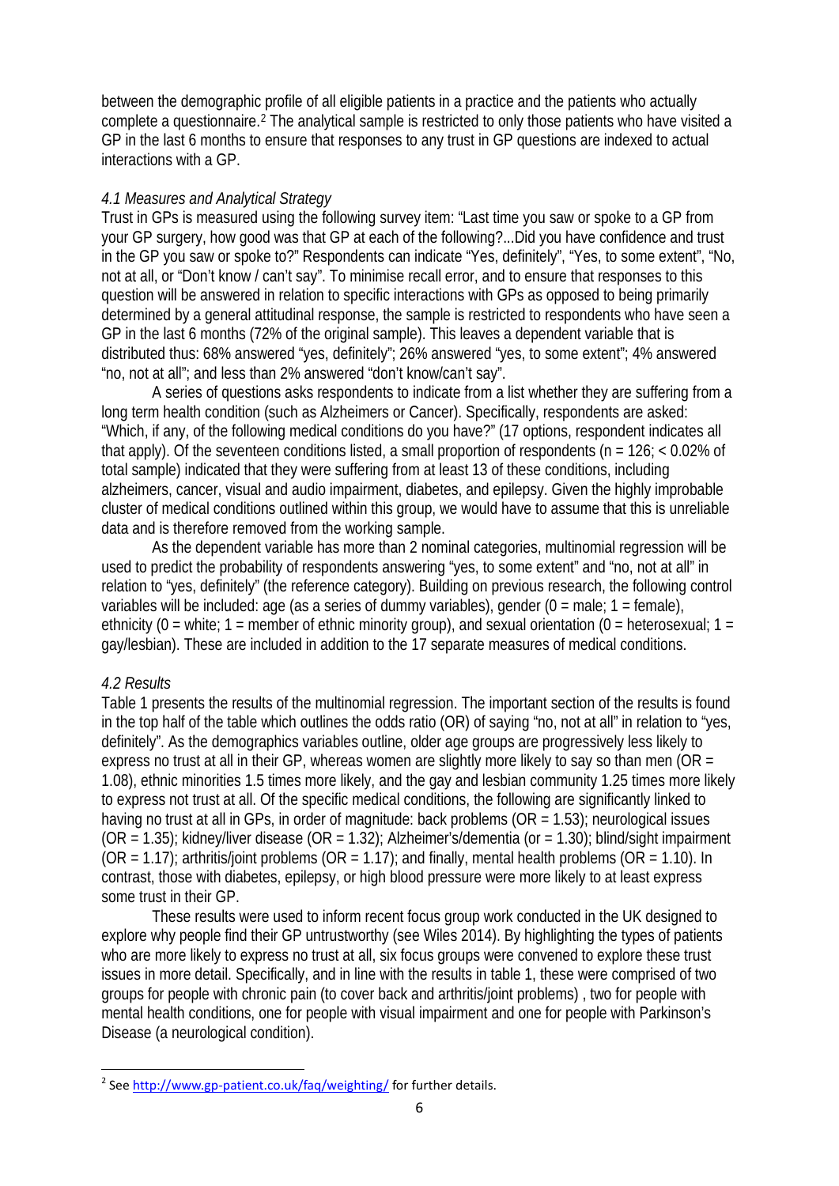between the demographic profile of all eligible patients in a practice and the patients who actually complete a questionnaire.[2] The analytical sample is restricted to only those patients who have visited a GP in the last 6 months to ensure that responses to any trust in GP questions are indexed to actual interactions with a GP.

### *4.1 Measures and Analytical Strategy*

Trust in GPs is measured using the following survey item: "Last time you saw or spoke to a GP from your GP surgery, how good was that GP at each of the following?...Did you have confidence and trust in the GP you saw or spoke to?" Respondents can indicate "Yes, definitely", "Yes, to some extent", "No, not at all, or "Don't know / can't say". To minimise recall error, and to ensure that responses to this question will be answered in relation to specific interactions with GPs as opposed to being primarily determined by a general attitudinal response, the sample is restricted to respondents who have seen a GP in the last 6 months (72% of the original sample). This leaves a dependent variable that is distributed thus: 68% answered "yes, definitely"; 26% answered "yes, to some extent"; 4% answered "no, not at all"; and less than 2% answered "don't know/can't say".

A series of questions asks respondents to indicate from a list whether they are suffering from a long term health condition (such as Alzheimers or Cancer). Specifically, respondents are asked: "Which, if any, of the following medical conditions do you have?" (17 options, respondent indicates all that apply). Of the seventeen conditions listed, a small proportion of respondents (n = 126; < 0.02% of total sample) indicated that they were suffering from at least 13 of these conditions, including alzheimers, cancer, visual and audio impairment, diabetes, and epilepsy. Given the highly improbable cluster of medical conditions outlined within this group, we would have to assume that this is unreliable data and is therefore removed from the working sample.

As the dependent variable has more than 2 nominal categories, multinomial regression will be used to predict the probability of respondents answering "yes, to some extent" and "no, not at all" in relation to "yes, definitely" (the reference category). Building on previous research, the following control variables will be included: age (as a series of dummy variables), gender (0 = male; 1 = female), ethnicity (0 = white; 1 = member of ethnic minority group), and sexual orientation (0 = heterosexual; 1 = gay/lesbian). These are included in addition to the 17 separate measures of medical conditions.

### *4.2 Results*

Table 1 presents the results of the multinomial regression. The important section of the results is found in the top half of the table which outlines the odds ratio (OR) of saying "no, not at all" in relation to "yes, definitely". As the demographics variables outline, older age groups are progressively less likely to express no trust at all in their GP, whereas women are slightly more likely to say so than men (OR = 1.08), ethnic minorities 1.5 times more likely, and the gay and lesbian community 1.25 times more likely to express not trust at all. Of the specific medical conditions, the following are significantly linked to having no trust at all in GPs, in order of magnitude: back problems (OR = 1.53); neurological issues (OR = 1.35); kidney/liver disease (OR = 1.32); Alzheimer's/dementia (or = 1.30); blind/sight impairment (OR = 1.17); arthritis/joint problems (OR = 1.17); and finally, mental health problems (OR = 1.10). In contrast, those with diabetes, epilepsy, or high blood pressure were more likely to at least express some trust in their GP.

These results were used to inform recent focus group work conducted in the UK designed to explore why people find their GP untrustworthy (see Wiles 2014). By highlighting the types of patients who are more likely to express no trust at all, six focus groups were convened to explore these trust issues in more detail. Specifically, and in line with the results in table 1, these were comprised of two groups for people with chronic pain (to cover back and arthritis/joint problems) , two for people with mental health conditions, one for people with visual impairment and one for people with Parkinson's Disease (a neurological condition).

[2] See http://www.gp-patient.co.uk/faq/weighting/ for further details.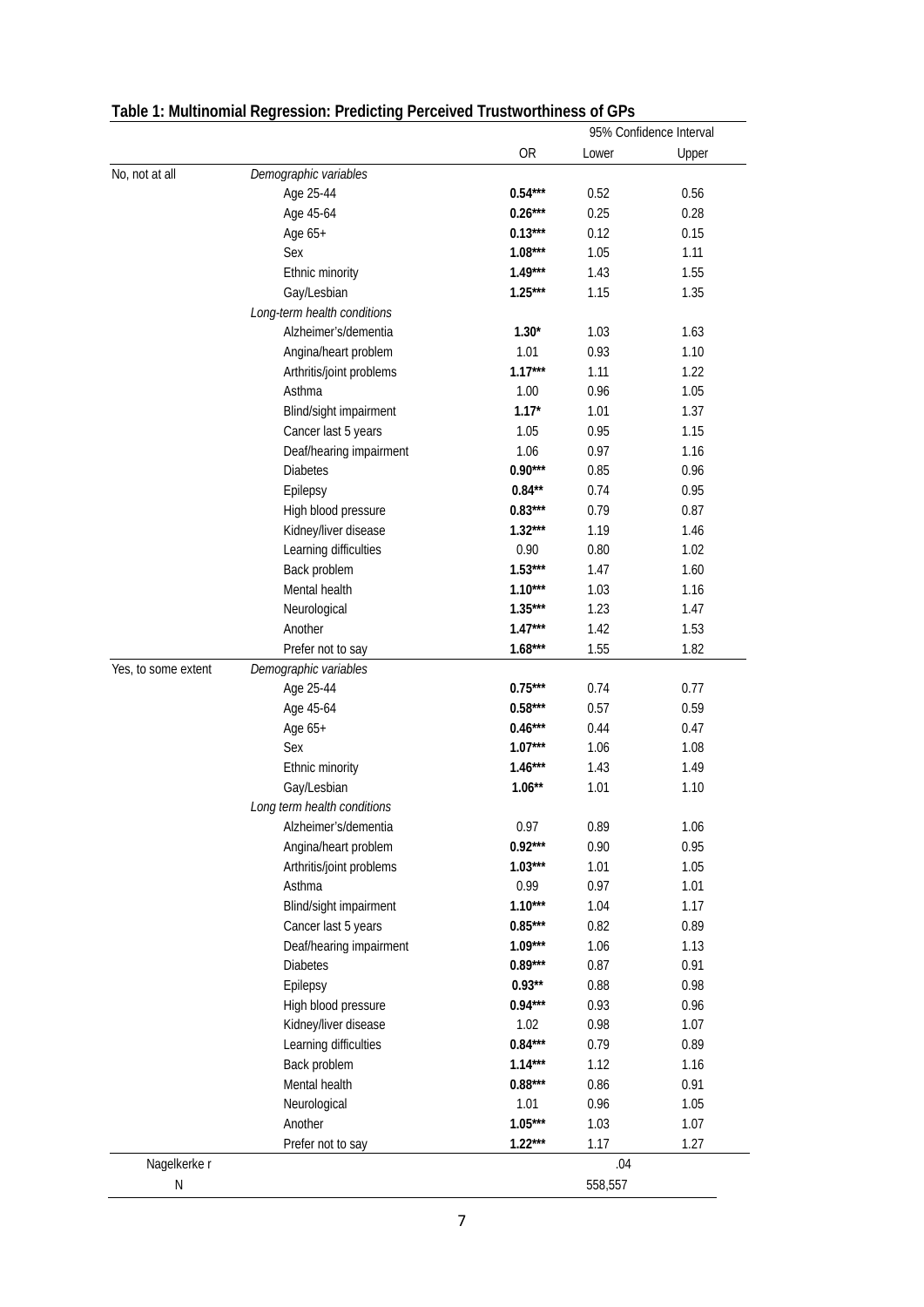**Table 1: Multinomial Regression: Predicting Perceived Trustworthiness of GPs**

| | | | 95% Confidence Interval | |
|---|---|---|---|---|
| | | OR | Lower | Upper |
| No, not at all | *Demographic variables* | | | |
| | Age 25-44 | **0.54***\*** | 0.52 | 0.56 |
| | Age 45-64 | **0.26***\*** | 0.25 | 0.28 |
| | Age 65+ | **0.13***\*** | 0.12 | 0.15 |
| | Sex | **1.08***\*** | 1.05 | 1.11 |
| | Ethnic minority | **1.49***\*** | 1.43 | 1.55 |
| | Gay/Lesbian | **1.25***\*** | 1.15 | 1.35 |
| | *Long-term health conditions* | | | |
| | Alzheimer's/dementia | **1.30*** | 1.03 | 1.63 |
| | Angina/heart problem | 1.01 | 0.93 | 1.10 |
| | Arthritis/joint problems | **1.17***\*** | 1.11 | 1.22 |
| | Asthma | 1.00 | 0.96 | 1.05 |
| | Blind/sight impairment | **1.17*** | 1.01 | 1.37 |
| | Cancer last 5 years | 1.05 | 0.95 | 1.15 |
| | Deaf/hearing impairment | 1.06 | 0.97 | 1.16 |
| | Diabetes | **0.90***\*** | 0.85 | 0.96 |
| | Epilepsy | **0.84**** | 0.74 | 0.95 |
| | High blood pressure | **0.83***\*** | 0.79 | 0.87 |
| | Kidney/liver disease | **1.32***\*** | 1.19 | 1.46 |
| | Learning difficulties | 0.90 | 0.80 | 1.02 |
| | Back problem | **1.53***\*** | 1.47 | 1.60 |
| | Mental health | **1.10***\*** | 1.03 | 1.16 |
| | Neurological | **1.35***\*** | 1.23 | 1.47 |
| | Another | **1.47***\*** | 1.42 | 1.53 |
| | Prefer not to say | **1.68***\*** | 1.55 | 1.82 |
| Yes, to some extent | *Demographic variables* | | | |
| | Age 25-44 | **0.75***\*** | 0.74 | 0.77 |
| | Age 45-64 | **0.58***\*** | 0.57 | 0.59 |
| | Age 65+ | **0.46***\*** | 0.44 | 0.47 |
| | Sex | **1.07***\*** | 1.06 | 1.08 |
| | Ethnic minority | **1.46***\*** | 1.43 | 1.49 |
| | Gay/Lesbian | **1.06**** | 1.01 | 1.10 |
| | *Long term health conditions* | | | |
| | Alzheimer's/dementia | 0.97 | 0.89 | 1.06 |
| | Angina/heart problem | **0.92***\*** | 0.90 | 0.95 |
| | Arthritis/joint problems | **1.03***\*** | 1.01 | 1.05 |
| | Asthma | 0.99 | 0.97 | 1.01 |
| | Blind/sight impairment | **1.10***\*** | 1.04 | 1.17 |
| | Cancer last 5 years | **0.85***\*** | 0.82 | 0.89 |
| | Deaf/hearing impairment | **1.09***\*** | 1.06 | 1.13 |
| | Diabetes | **0.89***\*** | 0.87 | 0.91 |
| | Epilepsy | **0.93**** | 0.88 | 0.98 |
| | High blood pressure | **0.94***\*** | 0.93 | 0.96 |
| | Kidney/liver disease | 1.02 | 0.98 | 1.07 |
| | Learning difficulties | **0.84***\*** | 0.79 | 0.89 |
| | Back problem | **1.14***\*** | 1.12 | 1.16 |
| | Mental health | **0.88***\*** | 0.86 | 0.91 |
| | Neurological | 1.01 | 0.96 | 1.05 |
| | Another | **1.05***\*** | 1.03 | 1.07 |
| | Prefer not to say | **1.22***\*** | 1.17 | 1.27 |
| Nagelkerke r | | | .04 | |
| N | | | 558,557 | |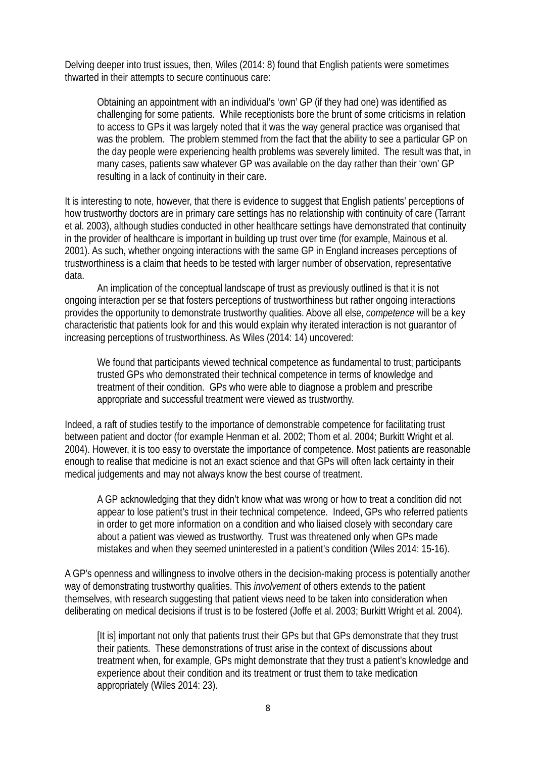Delving deeper into trust issues, then, Wiles (2014: 8) found that English patients were sometimes thwarted in their attempts to secure continuous care:

> Obtaining an appointment with an individual's 'own' GP (if they had one) was identified as challenging for some patients. While receptionists bore the brunt of some criticisms in relation to access to GPs it was largely noted that it was the way general practice was organised that was the problem. The problem stemmed from the fact that the ability to see a particular GP on the day people were experiencing health problems was severely limited. The result was that, in many cases, patients saw whatever GP was available on the day rather than their 'own' GP resulting in a lack of continuity in their care.

It is interesting to note, however, that there is evidence to suggest that English patients' perceptions of how trustworthy doctors are in primary care settings has no relationship with continuity of care (Tarrant et al. 2003), although studies conducted in other healthcare settings have demonstrated that continuity in the provider of healthcare is important in building up trust over time (for example, Mainous et al. 2001). As such, whether ongoing interactions with the same GP in England increases perceptions of trustworthiness is a claim that heeds to be tested with larger number of observation, representative data.

An implication of the conceptual landscape of trust as previously outlined is that it is not ongoing interaction per se that fosters perceptions of trustworthiness but rather ongoing interactions provides the opportunity to demonstrate trustworthy qualities. Above all else, *competence* will be a key characteristic that patients look for and this would explain why iterated interaction is not guarantor of increasing perceptions of trustworthiness. As Wiles (2014: 14) uncovered:

> We found that participants viewed technical competence as fundamental to trust; participants trusted GPs who demonstrated their technical competence in terms of knowledge and treatment of their condition. GPs who were able to diagnose a problem and prescribe appropriate and successful treatment were viewed as trustworthy.

Indeed, a raft of studies testify to the importance of demonstrable competence for facilitating trust between patient and doctor (for example Henman et al. 2002; Thom et al. 2004; Burkitt Wright et al. 2004). However, it is too easy to overstate the importance of competence. Most patients are reasonable enough to realise that medicine is not an exact science and that GPs will often lack certainty in their medical judgements and may not always know the best course of treatment.

> A GP acknowledging that they didn't know what was wrong or how to treat a condition did not appear to lose patient's trust in their technical competence. Indeed, GPs who referred patients in order to get more information on a condition and who liaised closely with secondary care about a patient was viewed as trustworthy. Trust was threatened only when GPs made mistakes and when they seemed uninterested in a patient's condition (Wiles 2014: 15-16).

A GP's openness and willingness to involve others in the decision-making process is potentially another way of demonstrating trustworthy qualities. This *involvement* of others extends to the patient themselves, with research suggesting that patient views need to be taken into consideration when deliberating on medical decisions if trust is to be fostered (Joffe et al. 2003; Burkitt Wright et al. 2004).

> [It is] important not only that patients trust their GPs but that GPs demonstrate that they trust their patients. These demonstrations of trust arise in the context of discussions about treatment when, for example, GPs might demonstrate that they trust a patient's knowledge and experience about their condition and its treatment or trust them to take medication appropriately (Wiles 2014: 23).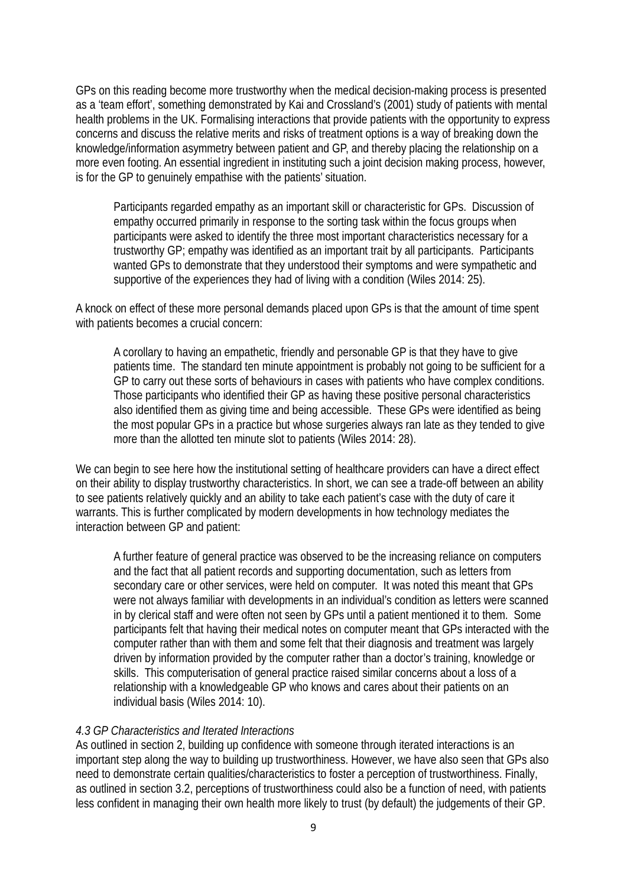GPs on this reading become more trustworthy when the medical decision-making process is presented as a 'team effort', something demonstrated by Kai and Crossland's (2001) study of patients with mental health problems in the UK. Formalising interactions that provide patients with the opportunity to express concerns and discuss the relative merits and risks of treatment options is a way of breaking down the knowledge/information asymmetry between patient and GP, and thereby placing the relationship on a more even footing. An essential ingredient in instituting such a joint decision making process, however, is for the GP to genuinely empathise with the patients' situation.

> Participants regarded empathy as an important skill or characteristic for GPs. Discussion of empathy occurred primarily in response to the sorting task within the focus groups when participants were asked to identify the three most important characteristics necessary for a trustworthy GP; empathy was identified as an important trait by all participants. Participants wanted GPs to demonstrate that they understood their symptoms and were sympathetic and supportive of the experiences they had of living with a condition (Wiles 2014: 25).

A knock on effect of these more personal demands placed upon GPs is that the amount of time spent with patients becomes a crucial concern:

> A corollary to having an empathetic, friendly and personable GP is that they have to give patients time. The standard ten minute appointment is probably not going to be sufficient for a GP to carry out these sorts of behaviours in cases with patients who have complex conditions. Those participants who identified their GP as having these positive personal characteristics also identified them as giving time and being accessible. These GPs were identified as being the most popular GPs in a practice but whose surgeries always ran late as they tended to give more than the allotted ten minute slot to patients (Wiles 2014: 28).

We can begin to see here how the institutional setting of healthcare providers can have a direct effect on their ability to display trustworthy characteristics. In short, we can see a trade-off between an ability to see patients relatively quickly and an ability to take each patient's case with the duty of care it warrants. This is further complicated by modern developments in how technology mediates the interaction between GP and patient:

> A further feature of general practice was observed to be the increasing reliance on computers and the fact that all patient records and supporting documentation, such as letters from secondary care or other services, were held on computer. It was noted this meant that GPs were not always familiar with developments in an individual's condition as letters were scanned in by clerical staff and were often not seen by GPs until a patient mentioned it to them. Some participants felt that having their medical notes on computer meant that GPs interacted with the computer rather than with them and some felt that their diagnosis and treatment was largely driven by information provided by the computer rather than a doctor's training, knowledge or skills. This computerisation of general practice raised similar concerns about a loss of a relationship with a knowledgeable GP who knows and cares about their patients on an individual basis (Wiles 2014: 10).

*4.3 GP Characteristics and Iterated Interactions*

As outlined in section 2, building up confidence with someone through iterated interactions is an important step along the way to building up trustworthiness. However, we have also seen that GPs also need to demonstrate certain qualities/characteristics to foster a perception of trustworthiness. Finally, as outlined in section 3.2, perceptions of trustworthiness could also be a function of need, with patients less confident in managing their own health more likely to trust (by default) the judgements of their GP.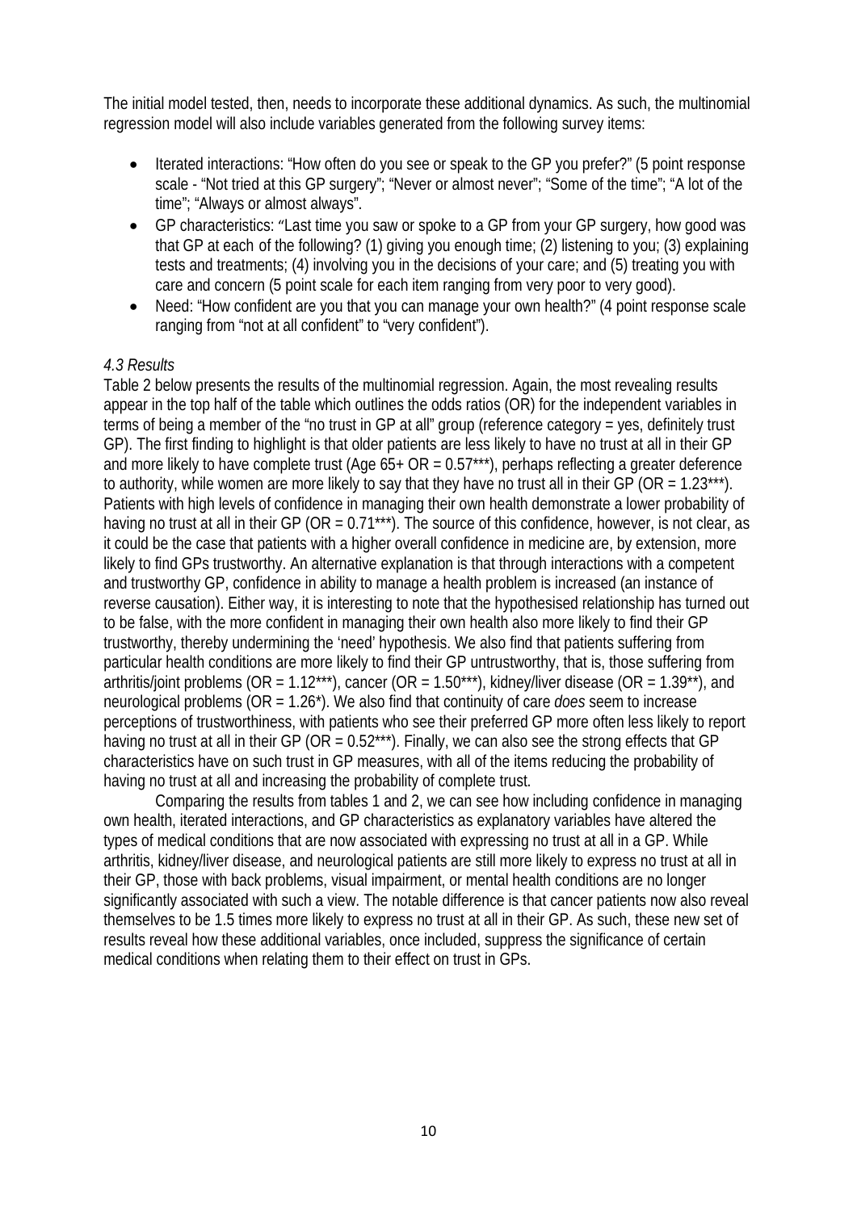The initial model tested, then, needs to incorporate these additional dynamics. As such, the multinomial regression model will also include variables generated from the following survey items:

- Iterated interactions: "How often do you see or speak to the GP you prefer?" (5 point response scale - "Not tried at this GP surgery"; "Never or almost never"; "Some of the time"; "A lot of the time"; "Always or almost always".
- GP characteristics: "Last time you saw or spoke to a GP from your GP surgery, how good was that GP at each of the following? (1) giving you enough time; (2) listening to you; (3) explaining tests and treatments; (4) involving you in the decisions of your care; and (5) treating you with care and concern (5 point scale for each item ranging from very poor to very good).
- Need: "How confident are you that you can manage your own health?" (4 point response scale ranging from "not at all confident" to "very confident").

*4.3 Results*

Table 2 below presents the results of the multinomial regression. Again, the most revealing results appear in the top half of the table which outlines the odds ratios (OR) for the independent variables in terms of being a member of the "no trust in GP at all" group (reference category = yes, definitely trust GP). The first finding to highlight is that older patients are less likely to have no trust at all in their GP and more likely to have complete trust (Age 65+ OR = 0.57***), perhaps reflecting a greater deference to authority, while women are more likely to say that they have no trust all in their GP (OR = 1.23***). Patients with high levels of confidence in managing their own health demonstrate a lower probability of having no trust at all in their GP (OR = 0.71***). The source of this confidence, however, is not clear, as it could be the case that patients with a higher overall confidence in medicine are, by extension, more likely to find GPs trustworthy. An alternative explanation is that through interactions with a competent and trustworthy GP, confidence in ability to manage a health problem is increased (an instance of reverse causation). Either way, it is interesting to note that the hypothesised relationship has turned out to be false, with the more confident in managing their own health also more likely to find their GP trustworthy, thereby undermining the 'need' hypothesis. We also find that patients suffering from particular health conditions are more likely to find their GP untrustworthy, that is, those suffering from arthritis/joint problems (OR = 1.12***), cancer (OR = 1.50***), kidney/liver disease (OR = 1.39**), and neurological problems (OR = 1.26*). We also find that continuity of care *does* seem to increase perceptions of trustworthiness, with patients who see their preferred GP more often less likely to report having no trust at all in their GP (OR = 0.52***). Finally, we can also see the strong effects that GP characteristics have on such trust in GP measures, with all of the items reducing the probability of having no trust at all and increasing the probability of complete trust.

Comparing the results from tables 1 and 2, we can see how including confidence in managing own health, iterated interactions, and GP characteristics as explanatory variables have altered the types of medical conditions that are now associated with expressing no trust at all in a GP. While arthritis, kidney/liver disease, and neurological patients are still more likely to express no trust at all in their GP, those with back problems, visual impairment, or mental health conditions are no longer significantly associated with such a view. The notable difference is that cancer patients now also reveal themselves to be 1.5 times more likely to express no trust at all in their GP. As such, these new set of results reveal how these additional variables, once included, suppress the significance of certain medical conditions when relating them to their effect on trust in GPs.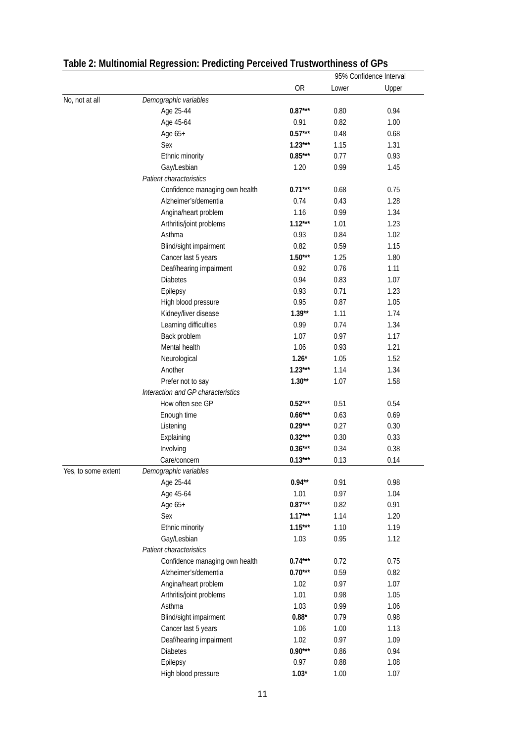## Table 2: Multinomial Regression: Predicting Perceived Trustworthiness of GPs

| | | OR | 95% Confidence Interval Lower | Upper |
|---|---|---|---|---|
| No, not at all | *Demographic variables* | | | |
| | Age 25-44 | **0.87*** ** | 0.80 | 0.94 |
| | Age 45-64 | 0.91 | 0.82 | 1.00 |
| | Age 65+ | **0.57*** ** | 0.48 | 0.68 |
| | Sex | **1.23*** ** | 1.15 | 1.31 |
| | Ethnic minority | **0.85*** ** | 0.77 | 0.93 |
| | Gay/Lesbian | 1.20 | 0.99 | 1.45 |
| | *Patient characteristics* | | | |
| | Confidence managing own health | **0.71*** ** | 0.68 | 0.75 |
| | Alzheimer's/dementia | 0.74 | 0.43 | 1.28 |
| | Angina/heart problem | 1.16 | 0.99 | 1.34 |
| | Arthritis/joint problems | **1.12*** ** | 1.01 | 1.23 |
| | Asthma | 0.93 | 0.84 | 1.02 |
| | Blind/sight impairment | 0.82 | 0.59 | 1.15 |
| | Cancer last 5 years | **1.50*** ** | 1.25 | 1.80 |
| | Deaf/hearing impairment | 0.92 | 0.76 | 1.11 |
| | Diabetes | 0.94 | 0.83 | 1.07 |
| | Epilepsy | 0.93 | 0.71 | 1.23 |
| | High blood pressure | 0.95 | 0.87 | 1.05 |
| | Kidney/liver disease | **1.39** ** | 1.11 | 1.74 |
| | Learning difficulties | 0.99 | 0.74 | 1.34 |
| | Back problem | 1.07 | 0.97 | 1.17 |
| | Mental health | 1.06 | 0.93 | 1.21 |
| | Neurological | **1.26* ** | 1.05 | 1.52 |
| | Another | **1.23*** ** | 1.14 | 1.34 |
| | Prefer not to say | **1.30** ** | 1.07 | 1.58 |
| | *Interaction and GP characteristics* | | | |
| | How often see GP | **0.52*** ** | 0.51 | 0.54 |
| | Enough time | **0.66*** ** | 0.63 | 0.69 |
| | Listening | **0.29*** ** | 0.27 | 0.30 |
| | Explaining | **0.32*** ** | 0.30 | 0.33 |
| | Involving | **0.36*** ** | 0.34 | 0.38 |
| | Care/concern | **0.13*** ** | 0.13 | 0.14 |
| Yes, to some extent | *Demographic variables* | | | |
| | Age 25-44 | **0.94** ** | 0.91 | 0.98 |
| | Age 45-64 | 1.01 | 0.97 | 1.04 |
| | Age 65+ | **0.87*** ** | 0.82 | 0.91 |
| | Sex | **1.17*** ** | 1.14 | 1.20 |
| | Ethnic minority | **1.15*** ** | 1.10 | 1.19 |
| | Gay/Lesbian | 1.03 | 0.95 | 1.12 |
| | *Patient characteristics* | | | |
| | Confidence managing own health | **0.74*** ** | 0.72 | 0.75 |
| | Alzheimer's/dementia | **0.70*** ** | 0.59 | 0.82 |
| | Angina/heart problem | 1.02 | 0.97 | 1.07 |
| | Arthritis/joint problems | 1.01 | 0.98 | 1.05 |
| | Asthma | 1.03 | 0.99 | 1.06 |
| | Blind/sight impairment | **0.88* ** | 0.79 | 0.98 |
| | Cancer last 5 years | 1.06 | 1.00 | 1.13 |
| | Deaf/hearing impairment | 1.02 | 0.97 | 1.09 |
| | Diabetes | **0.90*** ** | 0.86 | 0.94 |
| | Epilepsy | 0.97 | 0.88 | 1.08 |
| | High blood pressure | **1.03* ** | 1.00 | 1.07 |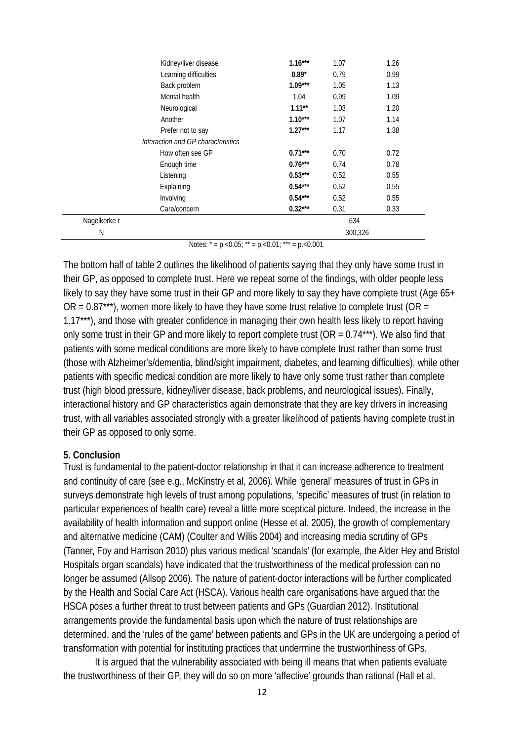| | | | |
|---|---|---|---|
| Kidney/liver disease | **1.16*** ** | 1.07 | 1.26 |
| Learning difficulties | **0.89*** | 0.79 | 0.99 |
| Back problem | **1.09*** ** | 1.05 | 1.13 |
| Mental health | 1.04 | 0.99 | 1.09 |
| Neurological | **1.11** ** | 1.03 | 1.20 |
| Another | **1.10*** ** | 1.07 | 1.14 |
| Prefer not to say | **1.27*** ** | 1.17 | 1.38 |
| *Interaction and GP characteristics* | | | |
| How often see GP | **0.71*** ** | 0.70 | 0.72 |
| Enough time | **0.76*** ** | 0.74 | 0.78 |
| Listening | **0.53*** ** | 0.52 | 0.55 |
| Explaining | **0.54*** ** | 0.52 | 0.55 |
| Involving | **0.54*** ** | 0.52 | 0.55 |
| Care/concern | **0.32*** ** | 0.31 | 0.33 |
| Nagelkerke r | | .634 | |
| N | | 300,326 | |

Notes: * = p.<0.05; ** = p.<0.01; *** = p.<0.001

The bottom half of table 2 outlines the likelihood of patients saying that they only have some trust in their GP, as opposed to complete trust. Here we repeat some of the findings, with older people less likely to say they have some trust in their GP and more likely to say they have complete trust (Age 65+ OR = 0.87***), women more likely to have they have some trust relative to complete trust (OR = 1.17***), and those with greater confidence in managing their own health less likely to report having only some trust in their GP and more likely to report complete trust (OR = 0.74***). We also find that patients with some medical conditions are more likely to have complete trust rather than some trust (those with Alzheimer's/dementia, blind/sight impairment, diabetes, and learning difficulties), while other patients with specific medical condition are more likely to have only some trust rather than complete trust (high blood pressure, kidney/liver disease, back problems, and neurological issues). Finally, interactional history and GP characteristics again demonstrate that they are key drivers in increasing trust, with all variables associated strongly with a greater likelihood of patients having complete trust in their GP as opposed to only some.

## 5. Conclusion

Trust is fundamental to the patient-doctor relationship in that it can increase adherence to treatment and continuity of care (see e.g., McKinstry et al, 2006). While 'general' measures of trust in GPs in surveys demonstrate high levels of trust among populations, 'specific' measures of trust (in relation to particular experiences of health care) reveal a little more sceptical picture. Indeed, the increase in the availability of health information and support online (Hesse et al. 2005), the growth of complementary and alternative medicine (CAM) (Coulter and Willis 2004) and increasing media scrutiny of GPs (Tanner, Foy and Harrison 2010) plus various medical 'scandals' (for example, the Alder Hey and Bristol Hospitals organ scandals) have indicated that the trustworthiness of the medical profession can no longer be assumed (Allsop 2006). The nature of patient-doctor interactions will be further complicated by the Health and Social Care Act (HSCA). Various health care organisations have argued that the HSCA poses a further threat to trust between patients and GPs (Guardian 2012). Institutional arrangements provide the fundamental basis upon which the nature of trust relationships are determined, and the 'rules of the game' between patients and GPs in the UK are undergoing a period of transformation with potential for instituting practices that undermine the trustworthiness of GPs.

It is argued that the vulnerability associated with being ill means that when patients evaluate the trustworthiness of their GP, they will do so on more 'affective' grounds than rational (Hall et al.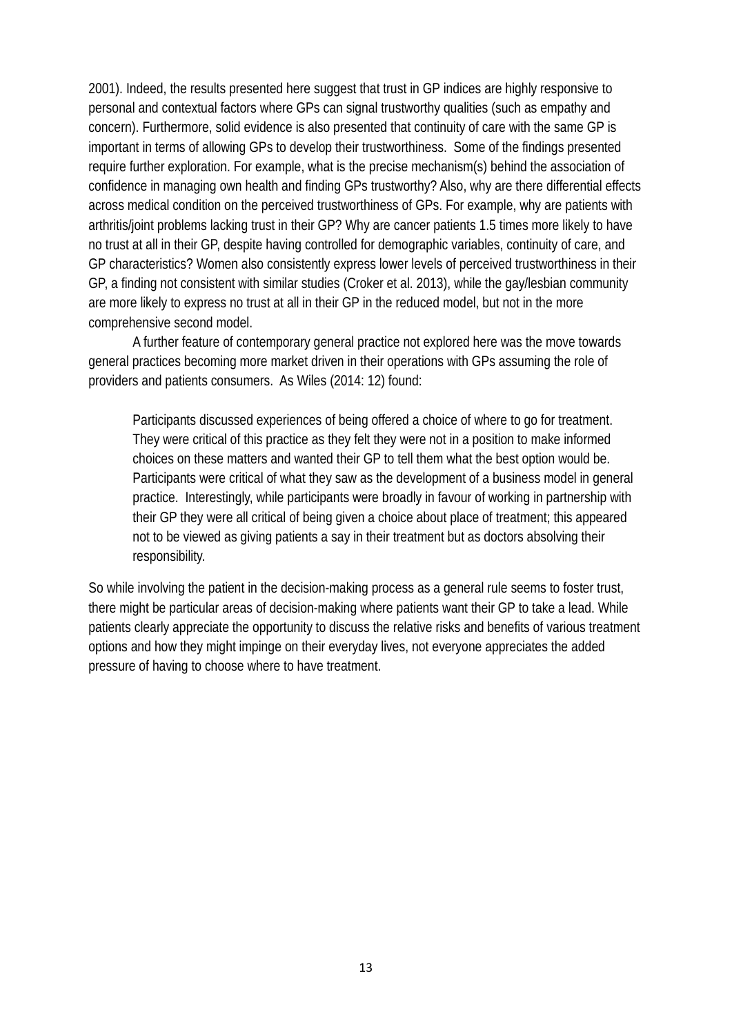2001). Indeed, the results presented here suggest that trust in GP indices are highly responsive to personal and contextual factors where GPs can signal trustworthy qualities (such as empathy and concern). Furthermore, solid evidence is also presented that continuity of care with the same GP is important in terms of allowing GPs to develop their trustworthiness. Some of the findings presented require further exploration. For example, what is the precise mechanism(s) behind the association of confidence in managing own health and finding GPs trustworthy? Also, why are there differential effects across medical condition on the perceived trustworthiness of GPs. For example, why are patients with arthritis/joint problems lacking trust in their GP? Why are cancer patients 1.5 times more likely to have no trust at all in their GP, despite having controlled for demographic variables, continuity of care, and GP characteristics? Women also consistently express lower levels of perceived trustworthiness in their GP, a finding not consistent with similar studies (Croker et al. 2013), while the gay/lesbian community are more likely to express no trust at all in their GP in the reduced model, but not in the more comprehensive second model.

A further feature of contemporary general practice not explored here was the move towards general practices becoming more market driven in their operations with GPs assuming the role of providers and patients consumers. As Wiles (2014: 12) found:

> Participants discussed experiences of being offered a choice of where to go for treatment. They were critical of this practice as they felt they were not in a position to make informed choices on these matters and wanted their GP to tell them what the best option would be. Participants were critical of what they saw as the development of a business model in general practice. Interestingly, while participants were broadly in favour of working in partnership with their GP they were all critical of being given a choice about place of treatment; this appeared not to be viewed as giving patients a say in their treatment but as doctors absolving their responsibility.

So while involving the patient in the decision-making process as a general rule seems to foster trust, there might be particular areas of decision-making where patients want their GP to take a lead. While patients clearly appreciate the opportunity to discuss the relative risks and benefits of various treatment options and how they might impinge on their everyday lives, not everyone appreciates the added pressure of having to choose where to have treatment.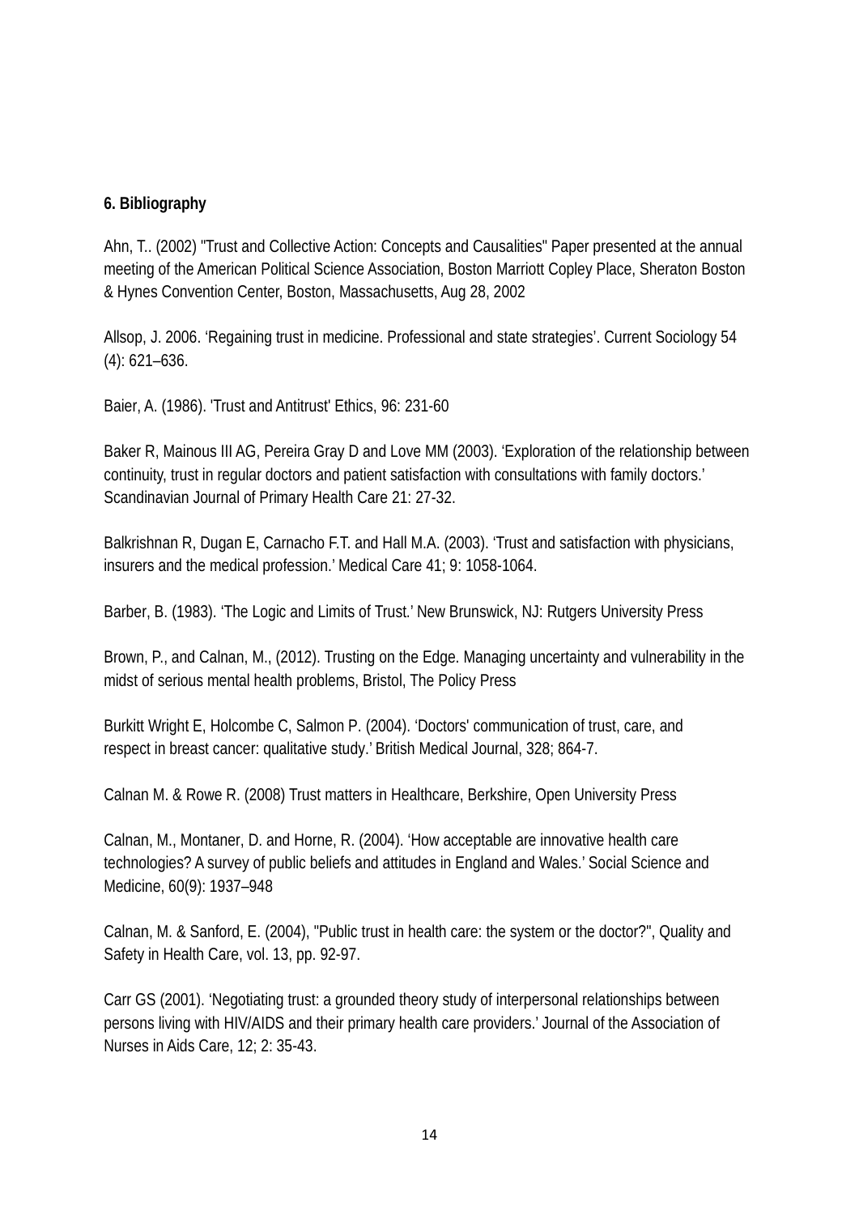**6. Bibliography**

Ahn, T.. (2002) "Trust and Collective Action: Concepts and Causalities" Paper presented at the annual meeting of the American Political Science Association, Boston Marriott Copley Place, Sheraton Boston & Hynes Convention Center, Boston, Massachusetts, Aug 28, 2002

Allsop, J. 2006. 'Regaining trust in medicine. Professional and state strategies'. Current Sociology 54 (4): 621–636.

Baier, A. (1986). 'Trust and Antitrust' Ethics, 96: 231-60

Baker R, Mainous III AG, Pereira Gray D and Love MM (2003). 'Exploration of the relationship between continuity, trust in regular doctors and patient satisfaction with consultations with family doctors.' Scandinavian Journal of Primary Health Care 21: 27-32.

Balkrishnan R, Dugan E, Carnacho F.T. and Hall M.A. (2003). 'Trust and satisfaction with physicians, insurers and the medical profession.' Medical Care 41; 9: 1058-1064.

Barber, B. (1983). 'The Logic and Limits of Trust.' New Brunswick, NJ: Rutgers University Press

Brown, P., and Calnan, M., (2012). Trusting on the Edge. Managing uncertainty and vulnerability in the midst of serious mental health problems, Bristol, The Policy Press

Burkitt Wright E, Holcombe C, Salmon P. (2004). 'Doctors' communication of trust, care, and respect in breast cancer: qualitative study.' British Medical Journal, 328; 864-7.

Calnan M. & Rowe R. (2008) Trust matters in Healthcare, Berkshire, Open University Press

Calnan, M., Montaner, D. and Horne, R. (2004). 'How acceptable are innovative health care technologies? A survey of public beliefs and attitudes in England and Wales.' Social Science and Medicine, 60(9): 1937–948

Calnan, M. & Sanford, E. (2004), "Public trust in health care: the system or the doctor?", Quality and Safety in Health Care, vol. 13, pp. 92-97.

Carr GS (2001). 'Negotiating trust: a grounded theory study of interpersonal relationships between persons living with HIV/AIDS and their primary health care providers.' Journal of the Association of Nurses in Aids Care, 12; 2: 35-43.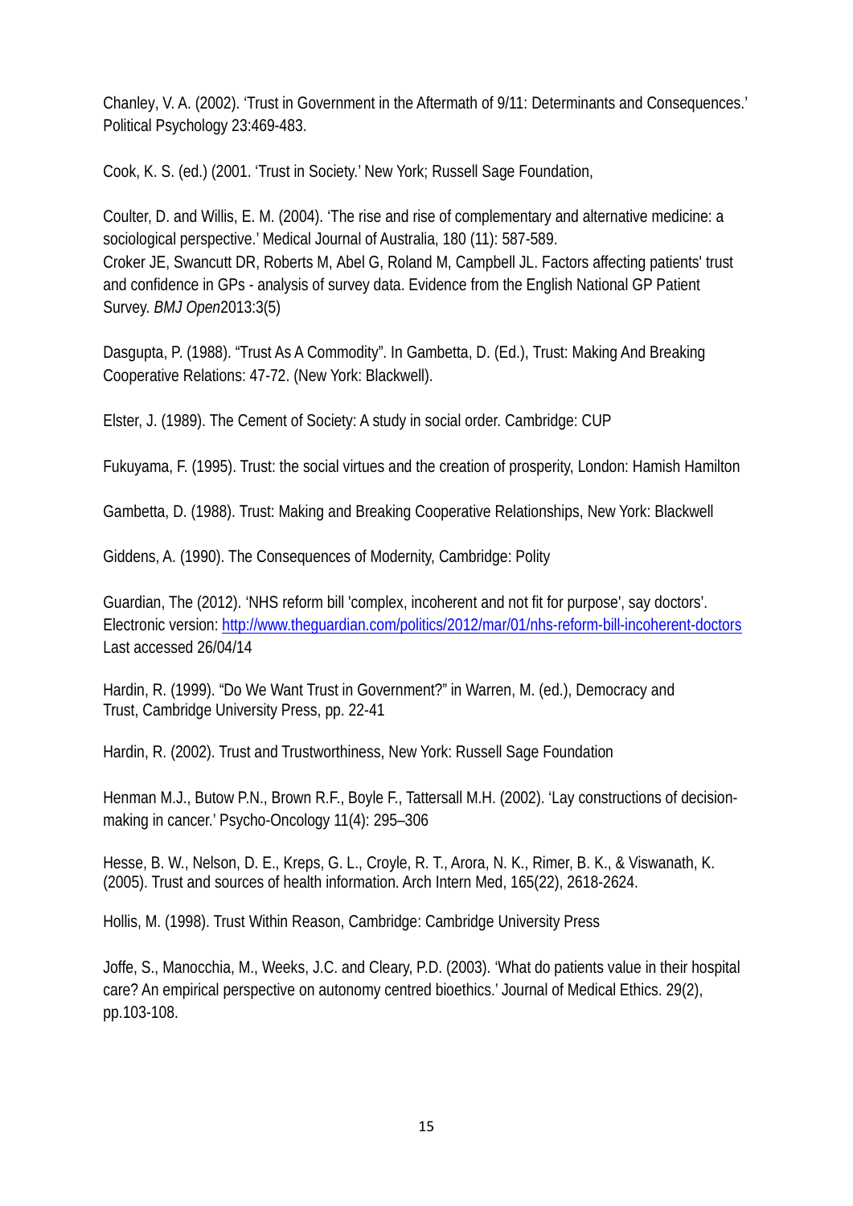Chanley, V. A. (2002). 'Trust in Government in the Aftermath of 9/11: Determinants and Consequences.' Political Psychology 23:469-483.

Cook, K. S. (ed.) (2001. 'Trust in Society.' New York; Russell Sage Foundation,

Coulter, D. and Willis, E. M. (2004). 'The rise and rise of complementary and alternative medicine: a sociological perspective.' Medical Journal of Australia, 180 (11): 587-589.
Croker JE, Swancutt DR, Roberts M, Abel G, Roland M, Campbell JL. Factors affecting patients' trust and confidence in GPs - analysis of survey data. Evidence from the English National GP Patient Survey. *BMJ Open*2013:3(5)

Dasgupta, P. (1988). "Trust As A Commodity". In Gambetta, D. (Ed.), Trust: Making And Breaking Cooperative Relations: 47-72. (New York: Blackwell).

Elster, J. (1989). The Cement of Society: A study in social order. Cambridge: CUP

Fukuyama, F. (1995). Trust: the social virtues and the creation of prosperity, London: Hamish Hamilton

Gambetta, D. (1988). Trust: Making and Breaking Cooperative Relationships, New York: Blackwell

Giddens, A. (1990). The Consequences of Modernity, Cambridge: Polity

Guardian, The (2012). 'NHS reform bill 'complex, incoherent and not fit for purpose', say doctors'. Electronic version: http://www.theguardian.com/politics/2012/mar/01/nhs-reform-bill-incoherent-doctors Last accessed 26/04/14

Hardin, R. (1999). "Do We Want Trust in Government?" in Warren, M. (ed.), Democracy and Trust, Cambridge University Press, pp. 22-41

Hardin, R. (2002). Trust and Trustworthiness, New York: Russell Sage Foundation

Henman M.J., Butow P.N., Brown R.F., Boyle F., Tattersall M.H. (2002). 'Lay constructions of decision-making in cancer.' Psycho-Oncology 11(4): 295–306

Hesse, B. W., Nelson, D. E., Kreps, G. L., Croyle, R. T., Arora, N. K., Rimer, B. K., & Viswanath, K. (2005). Trust and sources of health information. Arch Intern Med, 165(22), 2618-2624.

Hollis, M. (1998). Trust Within Reason, Cambridge: Cambridge University Press

Joffe, S., Manocchia, M., Weeks, J.C. and Cleary, P.D. (2003). 'What do patients value in their hospital care? An empirical perspective on autonomy centred bioethics.' Journal of Medical Ethics. 29(2), pp.103-108.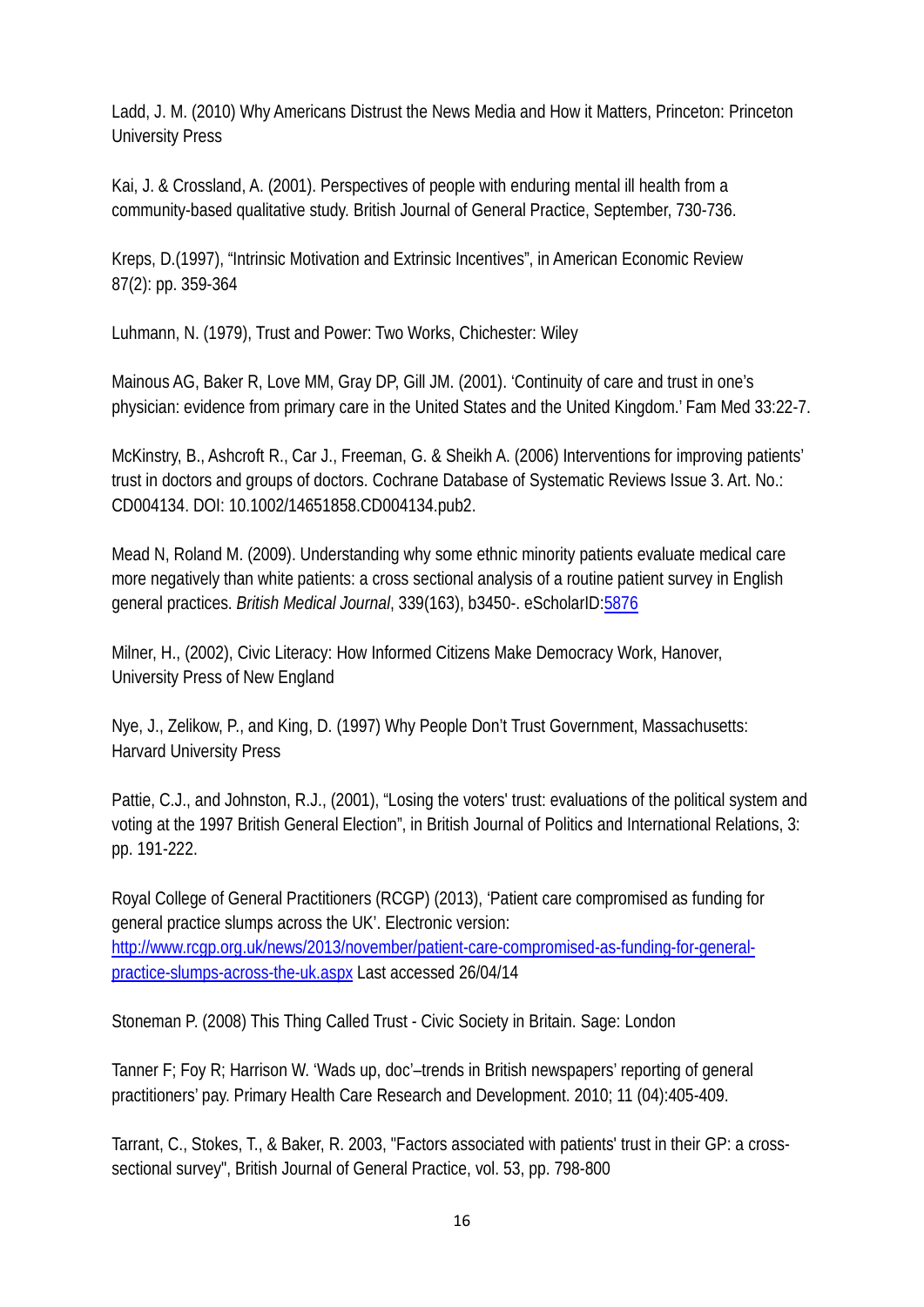Ladd, J. M. (2010) Why Americans Distrust the News Media and How it Matters, Princeton: Princeton University Press

Kai, J. & Crossland, A. (2001). Perspectives of people with enduring mental ill health from a community-based qualitative study. British Journal of General Practice, September, 730-736.

Kreps, D.(1997), "Intrinsic Motivation and Extrinsic Incentives", in American Economic Review 87(2): pp. 359-364

Luhmann, N. (1979), Trust and Power: Two Works, Chichester: Wiley

Mainous AG, Baker R, Love MM, Gray DP, Gill JM. (2001). 'Continuity of care and trust in one's physician: evidence from primary care in the United States and the United Kingdom.' Fam Med 33:22-7.

McKinstry, B., Ashcroft R., Car J., Freeman, G. & Sheikh A. (2006) Interventions for improving patients' trust in doctors and groups of doctors. Cochrane Database of Systematic Reviews Issue 3. Art. No.: CD004134. DOI: 10.1002/14651858.CD004134.pub2.

Mead N, Roland M. (2009). Understanding why some ethnic minority patients evaluate medical care more negatively than white patients: a cross sectional analysis of a routine patient survey in English general practices. *British Medical Journal*, 339(163), b3450-. eScholarID:5876

Milner, H., (2002), Civic Literacy: How Informed Citizens Make Democracy Work, Hanover, University Press of New England

Nye, J., Zelikow, P., and King, D. (1997) Why People Don't Trust Government, Massachusetts: Harvard University Press

Pattie, C.J., and Johnston, R.J., (2001), "Losing the voters' trust: evaluations of the political system and voting at the 1997 British General Election", in British Journal of Politics and International Relations, 3: pp. 191-222.

Royal College of General Practitioners (RCGP) (2013), 'Patient care compromised as funding for general practice slumps across the UK'. Electronic version: http://www.rcgp.org.uk/news/2013/november/patient-care-compromised-as-funding-for-general-practice-slumps-across-the-uk.aspx Last accessed 26/04/14

Stoneman P. (2008) This Thing Called Trust - Civic Society in Britain. Sage: London

Tanner F; Foy R; Harrison W. 'Wads up, doc'–trends in British newspapers' reporting of general practitioners' pay. Primary Health Care Research and Development. 2010; 11 (04):405-409.

Tarrant, C., Stokes, T., & Baker, R. 2003, "Factors associated with patients' trust in their GP: a cross-sectional survey", British Journal of General Practice, vol. 53, pp. 798-800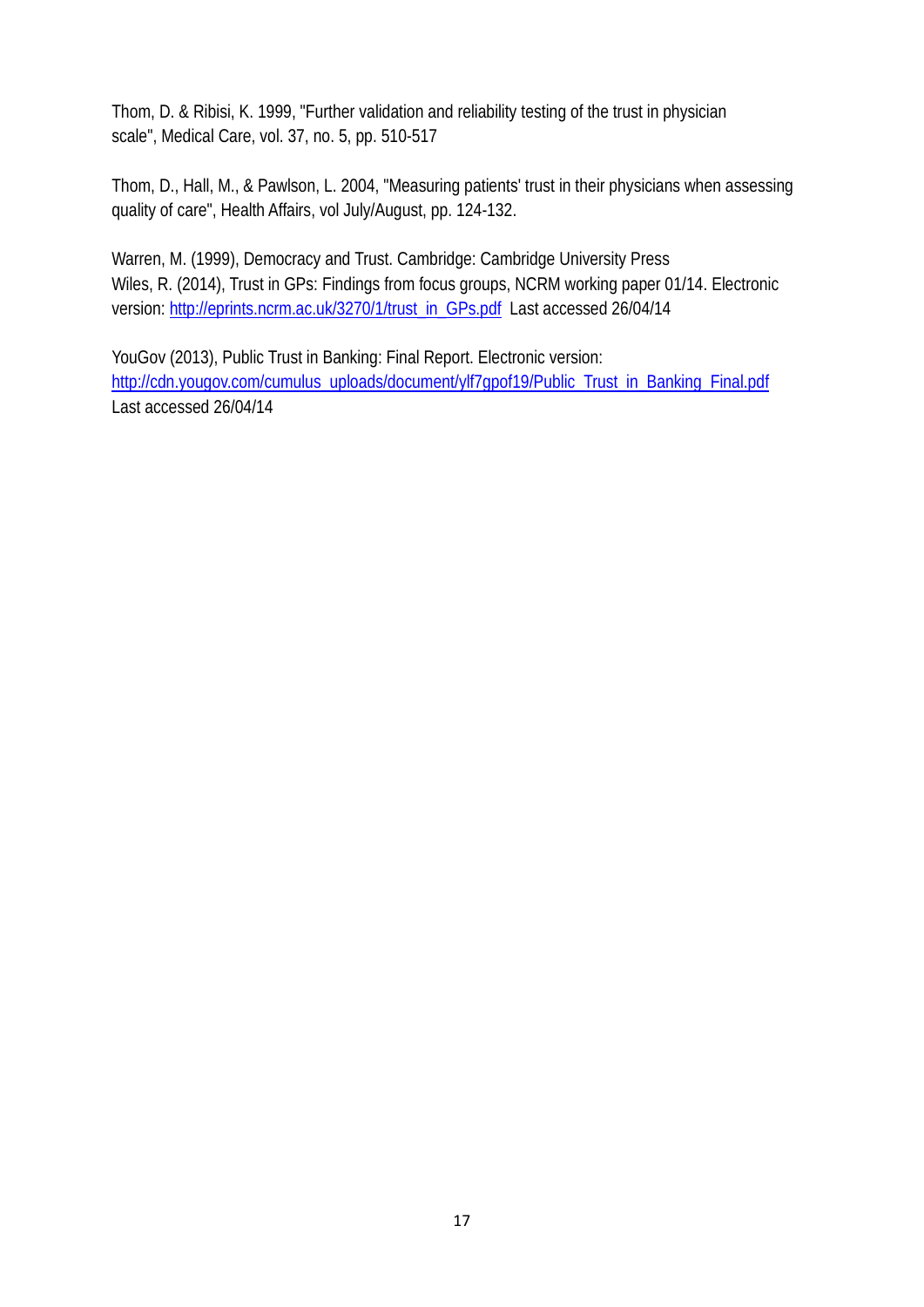Thom, D. & Ribisi, K. 1999, "Further validation and reliability testing of the trust in physician scale", Medical Care, vol. 37, no. 5, pp. 510-517

Thom, D., Hall, M., & Pawlson, L. 2004, "Measuring patients' trust in their physicians when assessing quality of care", Health Affairs, vol July/August, pp. 124-132.

Warren, M. (1999), Democracy and Trust. Cambridge: Cambridge University Press
Wiles, R. (2014), Trust in GPs: Findings from focus groups, NCRM working paper 01/14. Electronic version: http://eprints.ncrm.ac.uk/3270/1/trust_in_GPs.pdf Last accessed 26/04/14

YouGov (2013), Public Trust in Banking: Final Report. Electronic version: http://cdn.yougov.com/cumulus_uploads/document/ylf7gpof19/Public_Trust_in_Banking_Final.pdf Last accessed 26/04/14